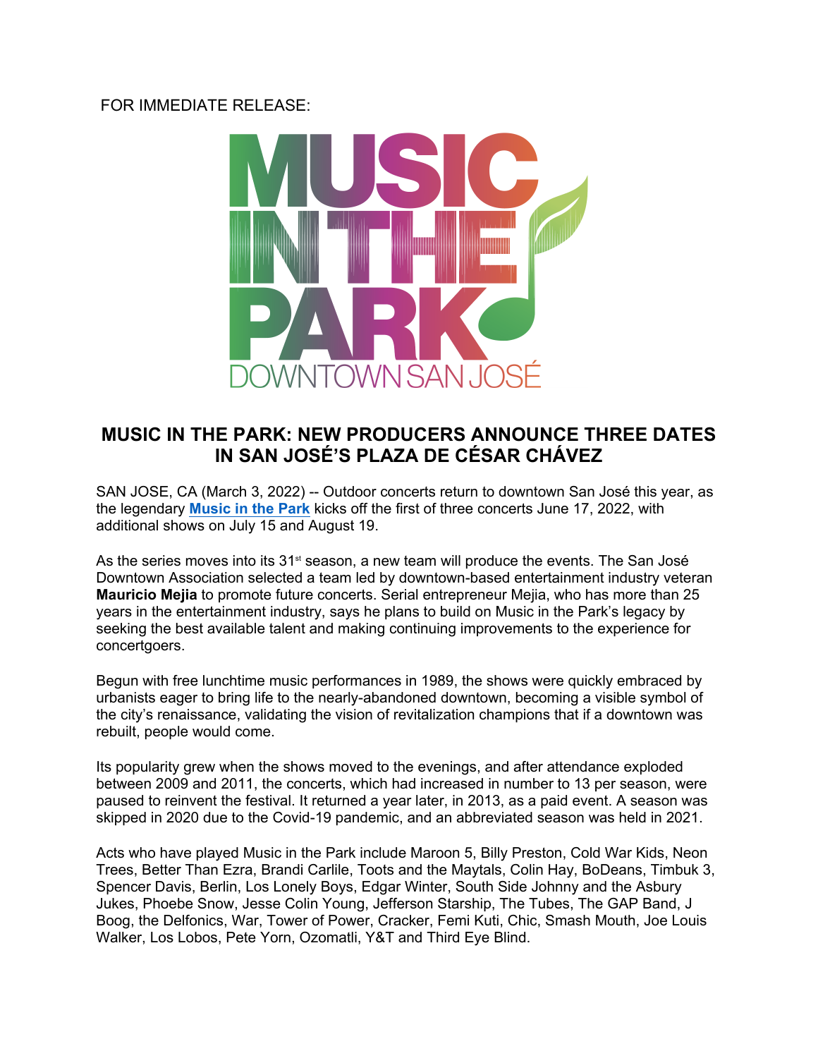FOR IMMEDIATE RELEASE:

# MUSIC IN THE PARK: NEW PRODUCERS ANNOUNCE THREE DATES IN SAN JOSÉ'S PLAZA DE CÉSAR CHÁVEZ

SAN JOSE, CA (March 3, 2022) -- Outdoor concerts return to downtown San José this year, as the legendary **Music in the Park** kicks off the first of three concerts June 17, 2022, with additional shows on July 15 and August 19.

As the series moves into its 31st season, a new team will produce the events. The San José Downtown Association selected a team led by downtown-based entertainment industry veteran **Mauricio Mejia** to promote future concerts. Serial entrepreneur Mejia, who has more than 25 years in the entertainment industry, says he plans to build on Music in the Park's legacy by seeking the best available talent and making continuing improvements to the experience for concertgoers.

Begun with free lunchtime music performances in 1989, the shows were quickly embraced by urbanists eager to bring life to the nearly-abandoned downtown, becoming a visible symbol of the city's renaissance, validating the vision of revitalization champions that if a downtown was rebuilt, people would come.

Its popularity grew when the shows moved to the evenings, and after attendance exploded between 2009 and 2011, the concerts, which had increased in number to 13 per season, were paused to reinvent the festival. It returned a year later, in 2013, as a paid event. A season was skipped in 2020 due to the Covid-19 pandemic, and an abbreviated season was held in 2021.

Acts who have played Music in the Park include Maroon 5, Billy Preston, Cold War Kids, Neon Trees, Better Than Ezra, Brandi Carlile, Toots and the Maytals, Colin Hay, BoDeans, Timbuk 3, Spencer Davis, Berlin, Los Lonely Boys, Edgar Winter, South Side Johnny and the Asbury Jukes, Phoebe Snow, Jesse Colin Young, Jefferson Starship, The Tubes, The GAP Band, J Boog, the Delfonics, War, Tower of Power, Cracker, Femi Kuti, Chic, Smash Mouth, Joe Louis Walker, Los Lobos, Pete Yorn, Ozomatli, Y&T and Third Eye Blind.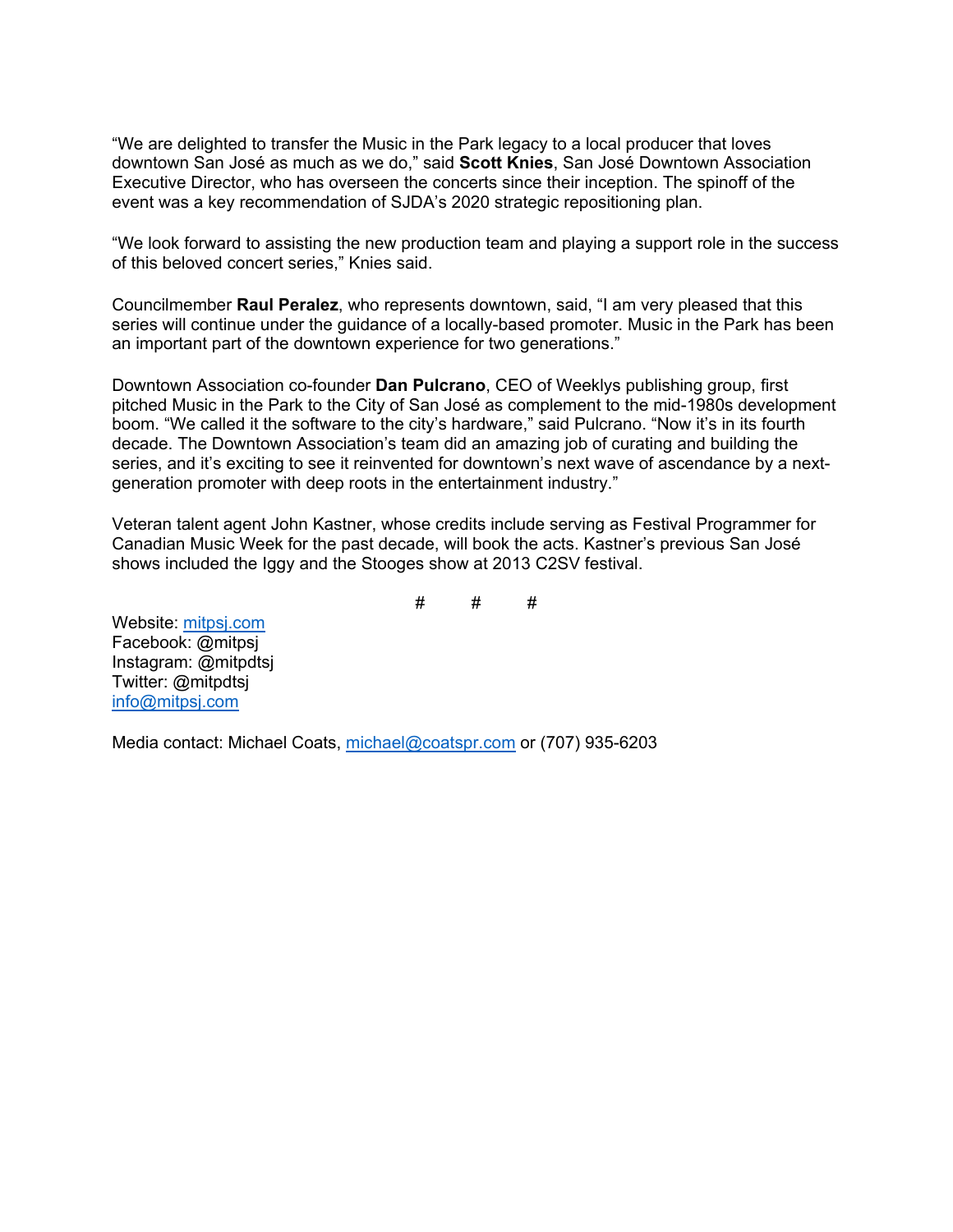"We are delighted to transfer the Music in the Park legacy to a local producer that loves downtown San José as much as we do," said **Scott Knies**, San José Downtown Association Executive Director, who has overseen the concerts since their inception. The spinoff of the event was a key recommendation of SJDA's 2020 strategic repositioning plan.

"We look forward to assisting the new production team and playing a support role in the success of this beloved concert series," Knies said.

Councilmember **Raul Peralez**, who represents downtown, said, "I am very pleased that this series will continue under the guidance of a locally-based promoter. Music in the Park has been an important part of the downtown experience for two generations."

Downtown Association co-founder **Dan Pulcrano**, CEO of Weeklys publishing group, first pitched Music in the Park to the City of San José as complement to the mid-1980s development boom. "We called it the software to the city's hardware," said Pulcrano. "Now it's in its fourth decade. The Downtown Association's team did an amazing job of curating and building the series, and it's exciting to see it reinvented for downtown's next wave of ascendance by a next-generation promoter with deep roots in the entertainment industry."

Veteran talent agent John Kastner, whose credits include serving as Festival Programmer for Canadian Music Week for the past decade, will book the acts. Kastner's previous San José shows included the Iggy and the Stooges show at 2013 C2SV festival.

# # #

Website: mitpsj.com
Facebook: @mitpsj
Instagram: @mitpdtsj
Twitter: @mitpdtsj
info@mitpsj.com

Media contact: Michael Coats, michael@coatspr.com or (707) 935-6203